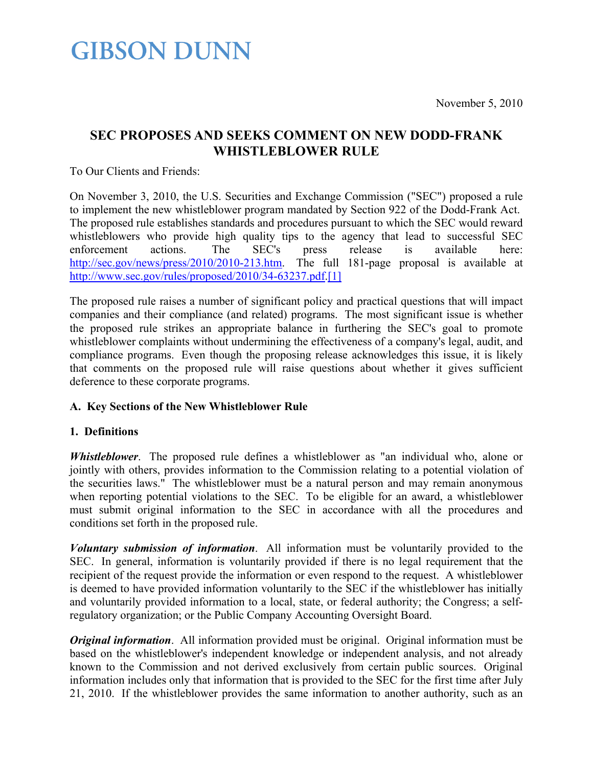# GIBSON DUNN

November 5, 2010

## SEC PROPOSES AND SEEKS COMMENT ON NEW DODD-FRANK WHISTLEBLOWER RULE

To Our Clients and Friends:

On November 3, 2010, the U.S. Securities and Exchange Commission ("SEC") proposed a rule to implement the new whistleblower program mandated by Section 922 of the Dodd-Frank Act. The proposed rule establishes standards and procedures pursuant to which the SEC would reward whistleblowers who provide high quality tips to the agency that lead to successful SEC enforcement actions. The SEC's press release is available here: http://sec.gov/news/press/2010/2010-213.htm. The full 181-page proposal is available at http://www.sec.gov/rules/proposed/2010/34-63237.pdf.[1]

The proposed rule raises a number of significant policy and practical questions that will impact companies and their compliance (and related) programs. The most significant issue is whether the proposed rule strikes an appropriate balance in furthering the SEC's goal to promote whistleblower complaints without undermining the effectiveness of a company's legal, audit, and compliance programs. Even though the proposing release acknowledges this issue, it is likely that comments on the proposed rule will raise questions about whether it gives sufficient deference to these corporate programs.

### A. Key Sections of the New Whistleblower Rule

#### 1. Definitions

***Whistleblower***. The proposed rule defines a whistleblower as "an individual who, alone or jointly with others, provides information to the Commission relating to a potential violation of the securities laws." The whistleblower must be a natural person and may remain anonymous when reporting potential violations to the SEC. To be eligible for an award, a whistleblower must submit original information to the SEC in accordance with all the procedures and conditions set forth in the proposed rule.

***Voluntary submission of information***. All information must be voluntarily provided to the SEC. In general, information is voluntarily provided if there is no legal requirement that the recipient of the request provide the information or even respond to the request. A whistleblower is deemed to have provided information voluntarily to the SEC if the whistleblower has initially and voluntarily provided information to a local, state, or federal authority; the Congress; a self-regulatory organization; or the Public Company Accounting Oversight Board.

***Original information***. All information provided must be original. Original information must be based on the whistleblower's independent knowledge or independent analysis, and not already known to the Commission and not derived exclusively from certain public sources. Original information includes only that information that is provided to the SEC for the first time after July 21, 2010. If the whistleblower provides the same information to another authority, such as an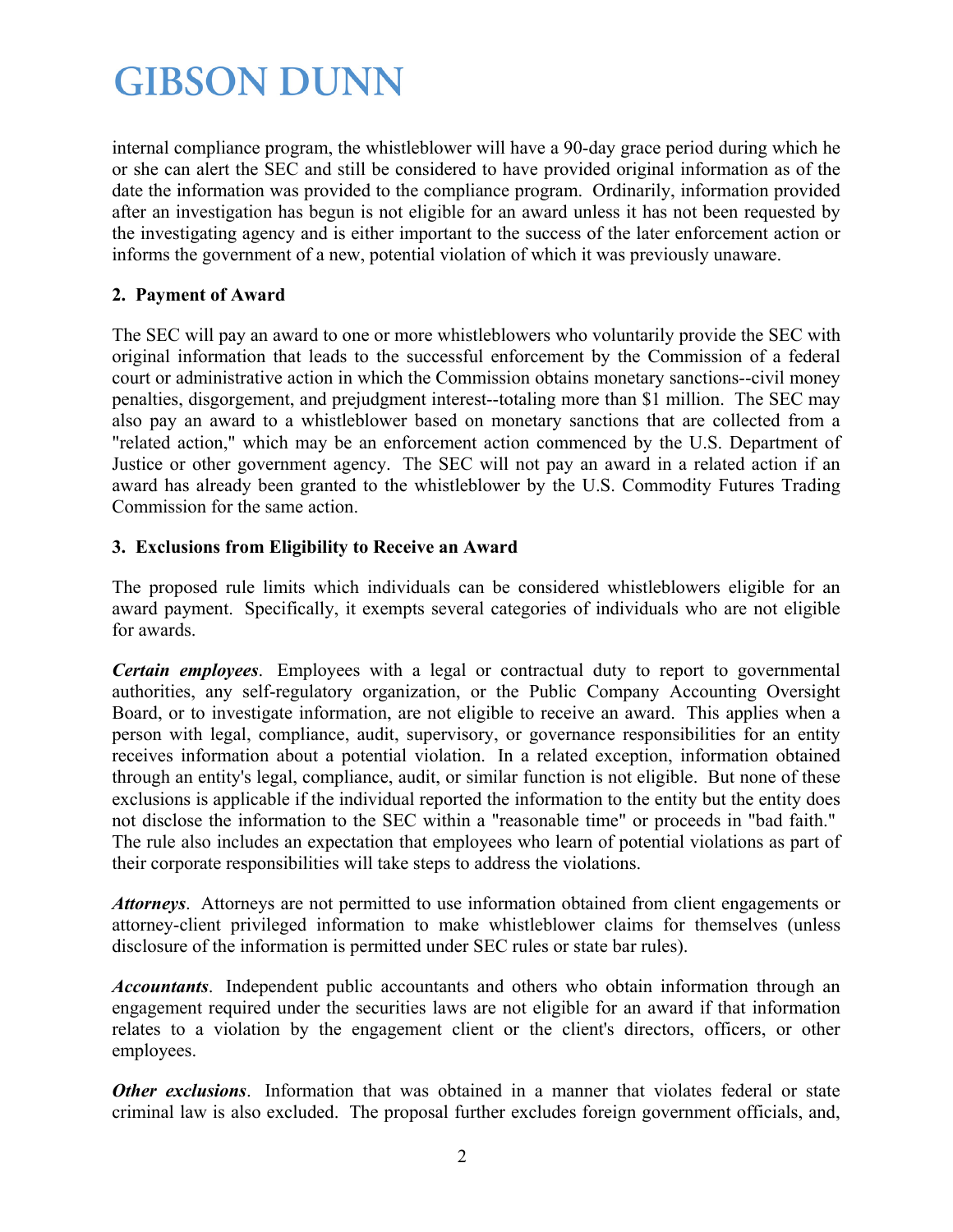internal compliance program, the whistleblower will have a 90-day grace period during which he or she can alert the SEC and still be considered to have provided original information as of the date the information was provided to the compliance program. Ordinarily, information provided after an investigation has begun is not eligible for an award unless it has not been requested by the investigating agency and is either important to the success of the later enforcement action or informs the government of a new, potential violation of which it was previously unaware.

### 2. Payment of Award

The SEC will pay an award to one or more whistleblowers who voluntarily provide the SEC with original information that leads to the successful enforcement by the Commission of a federal court or administrative action in which the Commission obtains monetary sanctions--civil money penalties, disgorgement, and prejudgment interest--totaling more than $1 million. The SEC may also pay an award to a whistleblower based on monetary sanctions that are collected from a "related action," which may be an enforcement action commenced by the U.S. Department of Justice or other government agency. The SEC will not pay an award in a related action if an award has already been granted to the whistleblower by the U.S. Commodity Futures Trading Commission for the same action.

### 3. Exclusions from Eligibility to Receive an Award

The proposed rule limits which individuals can be considered whistleblowers eligible for an award payment. Specifically, it exempts several categories of individuals who are not eligible for awards.

***Certain employees***. Employees with a legal or contractual duty to report to governmental authorities, any self-regulatory organization, or the Public Company Accounting Oversight Board, or to investigate information, are not eligible to receive an award. This applies when a person with legal, compliance, audit, supervisory, or governance responsibilities for an entity receives information about a potential violation. In a related exception, information obtained through an entity's legal, compliance, audit, or similar function is not eligible. But none of these exclusions is applicable if the individual reported the information to the entity but the entity does not disclose the information to the SEC within a "reasonable time" or proceeds in "bad faith." The rule also includes an expectation that employees who learn of potential violations as part of their corporate responsibilities will take steps to address the violations.

***Attorneys***. Attorneys are not permitted to use information obtained from client engagements or attorney-client privileged information to make whistleblower claims for themselves (unless disclosure of the information is permitted under SEC rules or state bar rules).

***Accountants***. Independent public accountants and others who obtain information through an engagement required under the securities laws are not eligible for an award if that information relates to a violation by the engagement client or the client's directors, officers, or other employees.

***Other exclusions***. Information that was obtained in a manner that violates federal or state criminal law is also excluded. The proposal further excludes foreign government officials, and,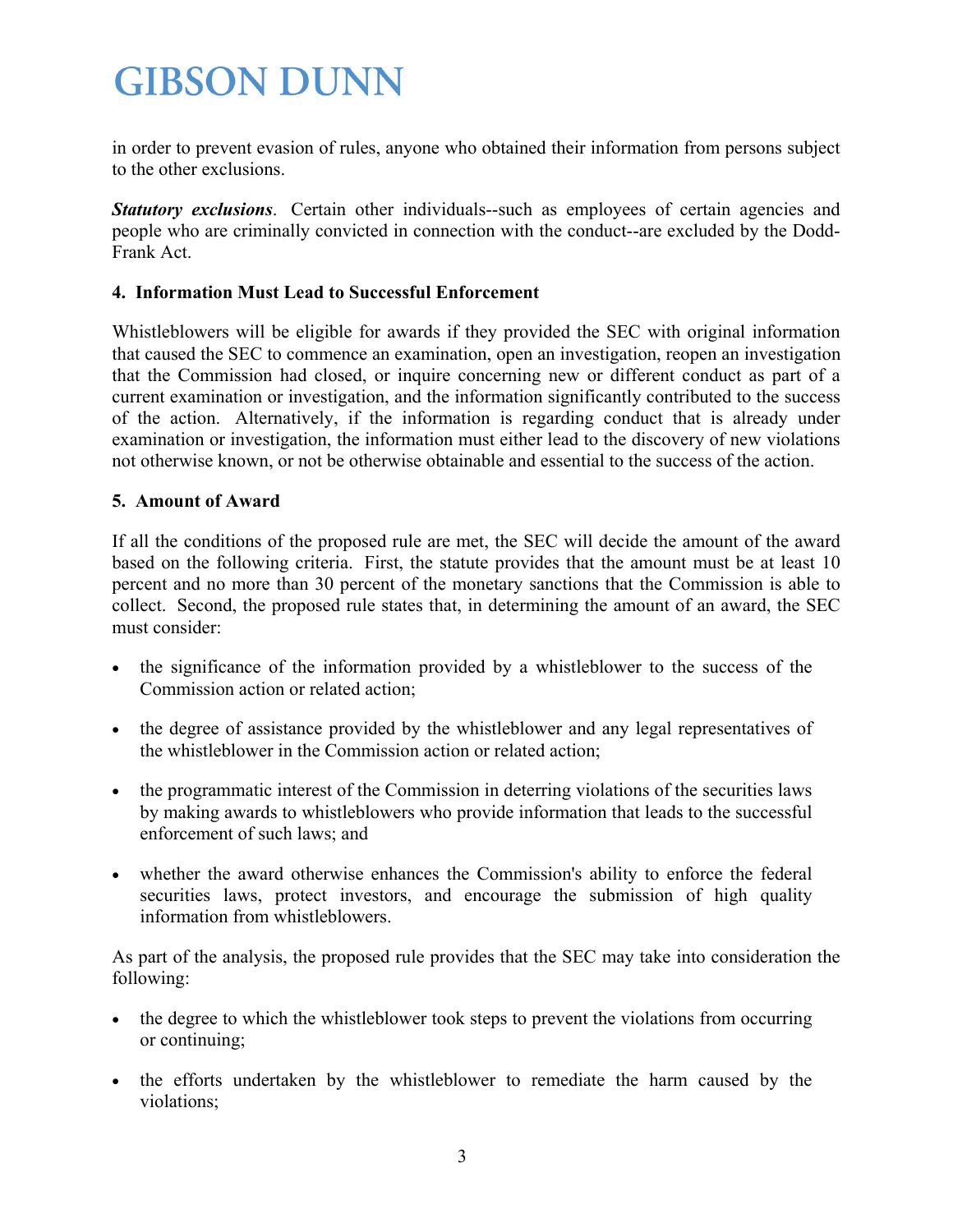in order to prevent evasion of rules, anyone who obtained their information from persons subject to the other exclusions.

***Statutory exclusions***. Certain other individuals--such as employees of certain agencies and people who are criminally convicted in connection with the conduct--are excluded by the Dodd-Frank Act.

**4. Information Must Lead to Successful Enforcement**

Whistleblowers will be eligible for awards if they provided the SEC with original information that caused the SEC to commence an examination, open an investigation, reopen an investigation that the Commission had closed, or inquire concerning new or different conduct as part of a current examination or investigation, and the information significantly contributed to the success of the action. Alternatively, if the information is regarding conduct that is already under examination or investigation, the information must either lead to the discovery of new violations not otherwise known, or not be otherwise obtainable and essential to the success of the action.

**5. Amount of Award**

If all the conditions of the proposed rule are met, the SEC will decide the amount of the award based on the following criteria. First, the statute provides that the amount must be at least 10 percent and no more than 30 percent of the monetary sanctions that the Commission is able to collect. Second, the proposed rule states that, in determining the amount of an award, the SEC must consider:

- the significance of the information provided by a whistleblower to the success of the Commission action or related action;
- the degree of assistance provided by the whistleblower and any legal representatives of the whistleblower in the Commission action or related action;
- the programmatic interest of the Commission in deterring violations of the securities laws by making awards to whistleblowers who provide information that leads to the successful enforcement of such laws; and
- whether the award otherwise enhances the Commission's ability to enforce the federal securities laws, protect investors, and encourage the submission of high quality information from whistleblowers.

As part of the analysis, the proposed rule provides that the SEC may take into consideration the following:

- the degree to which the whistleblower took steps to prevent the violations from occurring or continuing;
- the efforts undertaken by the whistleblower to remediate the harm caused by the violations;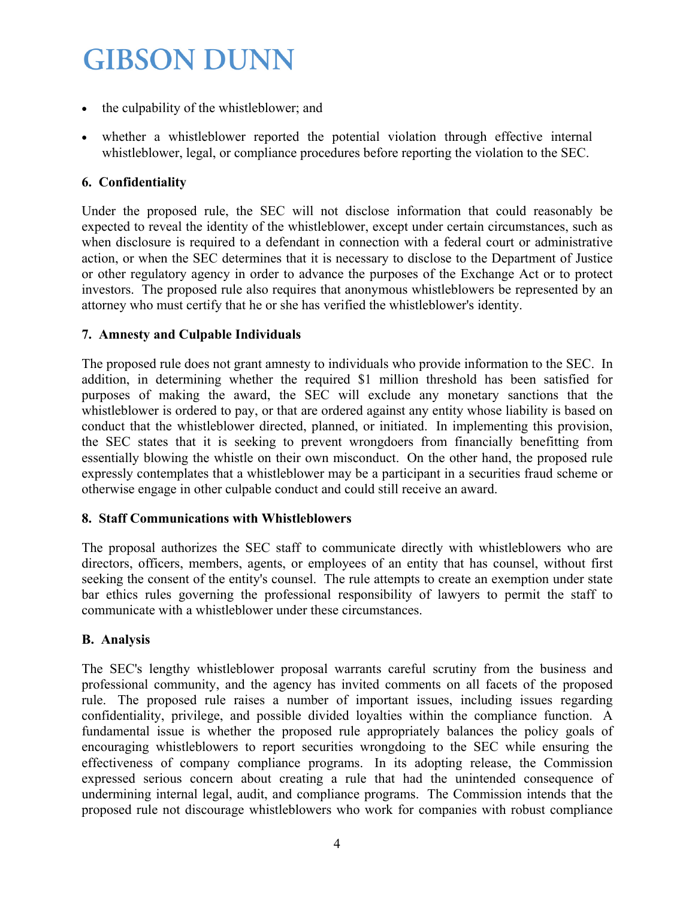- the culpability of the whistleblower; and
- whether a whistleblower reported the potential violation through effective internal whistleblower, legal, or compliance procedures before reporting the violation to the SEC.

**6. Confidentiality**

Under the proposed rule, the SEC will not disclose information that could reasonably be expected to reveal the identity of the whistleblower, except under certain circumstances, such as when disclosure is required to a defendant in connection with a federal court or administrative action, or when the SEC determines that it is necessary to disclose to the Department of Justice or other regulatory agency in order to advance the purposes of the Exchange Act or to protect investors. The proposed rule also requires that anonymous whistleblowers be represented by an attorney who must certify that he or she has verified the whistleblower's identity.

**7. Amnesty and Culpable Individuals**

The proposed rule does not grant amnesty to individuals who provide information to the SEC. In addition, in determining whether the required $1 million threshold has been satisfied for purposes of making the award, the SEC will exclude any monetary sanctions that the whistleblower is ordered to pay, or that are ordered against any entity whose liability is based on conduct that the whistleblower directed, planned, or initiated. In implementing this provision, the SEC states that it is seeking to prevent wrongdoers from financially benefitting from essentially blowing the whistle on their own misconduct. On the other hand, the proposed rule expressly contemplates that a whistleblower may be a participant in a securities fraud scheme or otherwise engage in other culpable conduct and could still receive an award.

**8. Staff Communications with Whistleblowers**

The proposal authorizes the SEC staff to communicate directly with whistleblowers who are directors, officers, members, agents, or employees of an entity that has counsel, without first seeking the consent of the entity's counsel. The rule attempts to create an exemption under state bar ethics rules governing the professional responsibility of lawyers to permit the staff to communicate with a whistleblower under these circumstances.

**B. Analysis**

The SEC's lengthy whistleblower proposal warrants careful scrutiny from the business and professional community, and the agency has invited comments on all facets of the proposed rule. The proposed rule raises a number of important issues, including issues regarding confidentiality, privilege, and possible divided loyalties within the compliance function. A fundamental issue is whether the proposed rule appropriately balances the policy goals of encouraging whistleblowers to report securities wrongdoing to the SEC while ensuring the effectiveness of company compliance programs. In its adopting release, the Commission expressed serious concern about creating a rule that had the unintended consequence of undermining internal legal, audit, and compliance programs. The Commission intends that the proposed rule not discourage whistleblowers who work for companies with robust compliance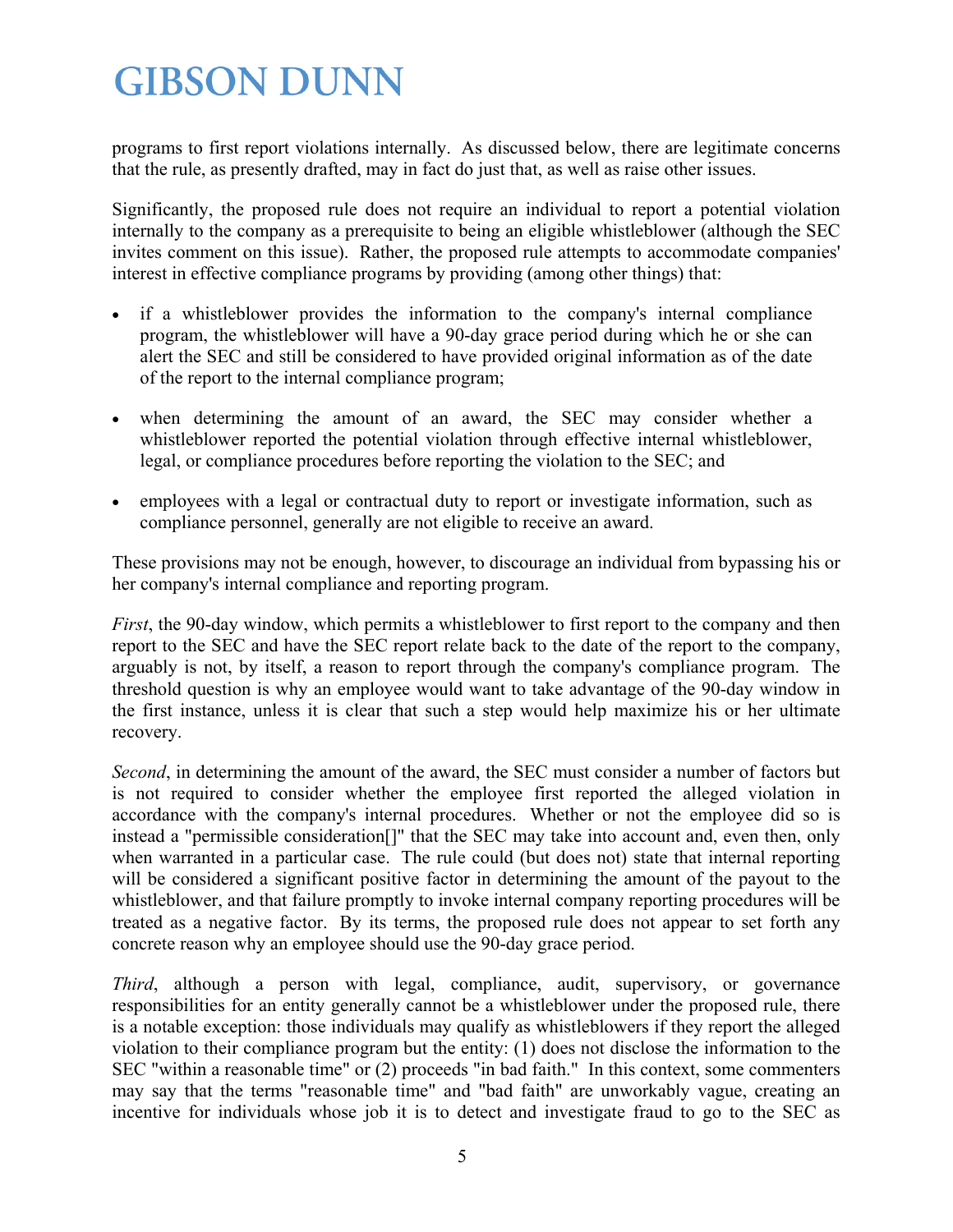programs to first report violations internally. As discussed below, there are legitimate concerns that the rule, as presently drafted, may in fact do just that, as well as raise other issues.

Significantly, the proposed rule does not require an individual to report a potential violation internally to the company as a prerequisite to being an eligible whistleblower (although the SEC invites comment on this issue). Rather, the proposed rule attempts to accommodate companies' interest in effective compliance programs by providing (among other things) that:

- if a whistleblower provides the information to the company's internal compliance program, the whistleblower will have a 90-day grace period during which he or she can alert the SEC and still be considered to have provided original information as of the date of the report to the internal compliance program;
- when determining the amount of an award, the SEC may consider whether a whistleblower reported the potential violation through effective internal whistleblower, legal, or compliance procedures before reporting the violation to the SEC; and
- employees with a legal or contractual duty to report or investigate information, such as compliance personnel, generally are not eligible to receive an award.

These provisions may not be enough, however, to discourage an individual from bypassing his or her company's internal compliance and reporting program.

*First*, the 90-day window, which permits a whistleblower to first report to the company and then report to the SEC and have the SEC report relate back to the date of the report to the company, arguably is not, by itself, a reason to report through the company's compliance program. The threshold question is why an employee would want to take advantage of the 90-day window in the first instance, unless it is clear that such a step would help maximize his or her ultimate recovery.

*Second*, in determining the amount of the award, the SEC must consider a number of factors but is not required to consider whether the employee first reported the alleged violation in accordance with the company's internal procedures. Whether or not the employee did so is instead a "permissible consideration[]" that the SEC may take into account and, even then, only when warranted in a particular case. The rule could (but does not) state that internal reporting will be considered a significant positive factor in determining the amount of the payout to the whistleblower, and that failure promptly to invoke internal company reporting procedures will be treated as a negative factor. By its terms, the proposed rule does not appear to set forth any concrete reason why an employee should use the 90-day grace period.

*Third*, although a person with legal, compliance, audit, supervisory, or governance responsibilities for an entity generally cannot be a whistleblower under the proposed rule, there is a notable exception: those individuals may qualify as whistleblowers if they report the alleged violation to their compliance program but the entity: (1) does not disclose the information to the SEC "within a reasonable time" or (2) proceeds "in bad faith." In this context, some commenters may say that the terms "reasonable time" and "bad faith" are unworkably vague, creating an incentive for individuals whose job it is to detect and investigate fraud to go to the SEC as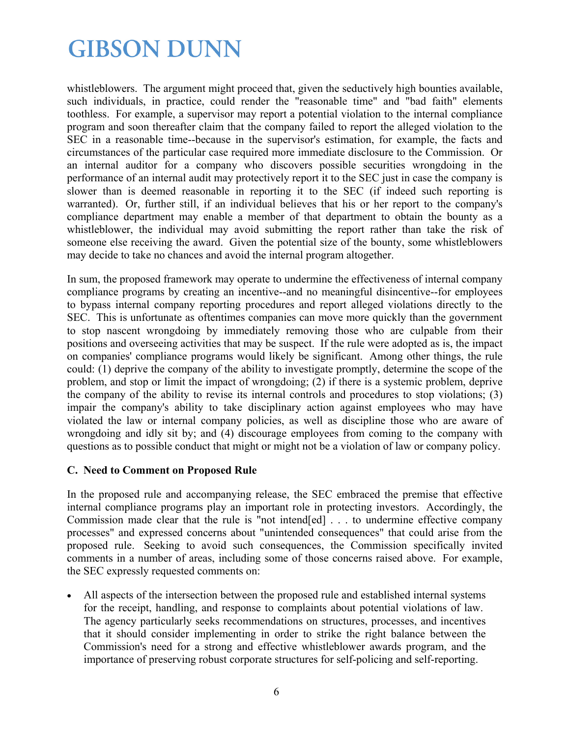whistleblowers. The argument might proceed that, given the seductively high bounties available, such individuals, in practice, could render the "reasonable time" and "bad faith" elements toothless. For example, a supervisor may report a potential violation to the internal compliance program and soon thereafter claim that the company failed to report the alleged violation to the SEC in a reasonable time--because in the supervisor's estimation, for example, the facts and circumstances of the particular case required more immediate disclosure to the Commission. Or an internal auditor for a company who discovers possible securities wrongdoing in the performance of an internal audit may protectively report it to the SEC just in case the company is slower than is deemed reasonable in reporting it to the SEC (if indeed such reporting is warranted). Or, further still, if an individual believes that his or her report to the company's compliance department may enable a member of that department to obtain the bounty as a whistleblower, the individual may avoid submitting the report rather than take the risk of someone else receiving the award. Given the potential size of the bounty, some whistleblowers may decide to take no chances and avoid the internal program altogether.

In sum, the proposed framework may operate to undermine the effectiveness of internal company compliance programs by creating an incentive--and no meaningful disincentive--for employees to bypass internal company reporting procedures and report alleged violations directly to the SEC. This is unfortunate as oftentimes companies can move more quickly than the government to stop nascent wrongdoing by immediately removing those who are culpable from their positions and overseeing activities that may be suspect. If the rule were adopted as is, the impact on companies' compliance programs would likely be significant. Among other things, the rule could: (1) deprive the company of the ability to investigate promptly, determine the scope of the problem, and stop or limit the impact of wrongdoing; (2) if there is a systemic problem, deprive the company of the ability to revise its internal controls and procedures to stop violations; (3) impair the company's ability to take disciplinary action against employees who may have violated the law or internal company policies, as well as discipline those who are aware of wrongdoing and idly sit by; and (4) discourage employees from coming to the company with questions as to possible conduct that might or might not be a violation of law or company policy.

### C. Need to Comment on Proposed Rule

In the proposed rule and accompanying release, the SEC embraced the premise that effective internal compliance programs play an important role in protecting investors. Accordingly, the Commission made clear that the rule is "not intend[ed] . . . to undermine effective company processes" and expressed concerns about "unintended consequences" that could arise from the proposed rule. Seeking to avoid such consequences, the Commission specifically invited comments in a number of areas, including some of those concerns raised above. For example, the SEC expressly requested comments on:

- All aspects of the intersection between the proposed rule and established internal systems for the receipt, handling, and response to complaints about potential violations of law. The agency particularly seeks recommendations on structures, processes, and incentives that it should consider implementing in order to strike the right balance between the Commission's need for a strong and effective whistleblower awards program, and the importance of preserving robust corporate structures for self-policing and self-reporting.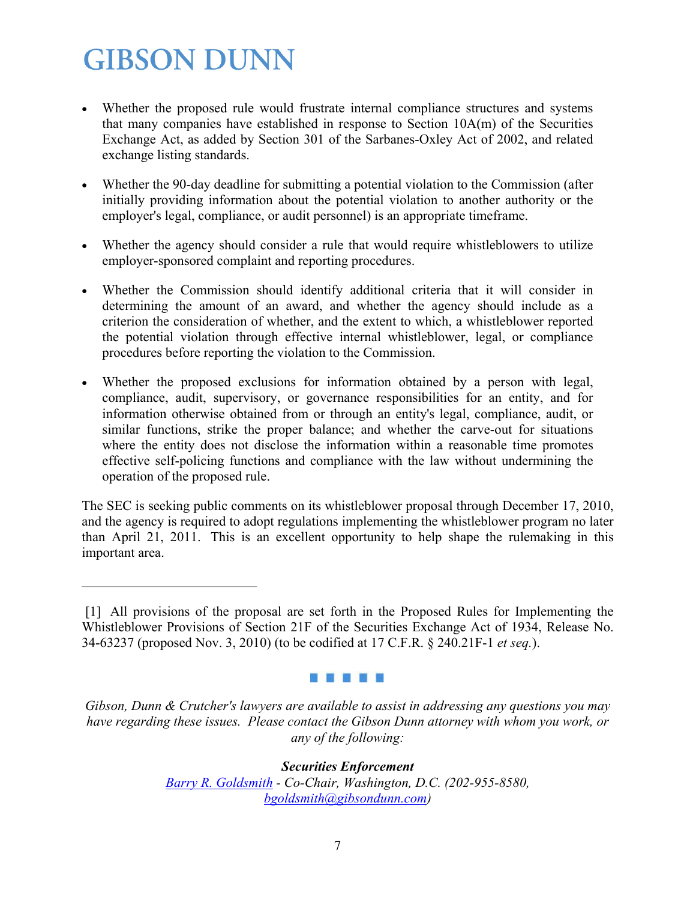- Whether the proposed rule would frustrate internal compliance structures and systems that many companies have established in response to Section 10A(m) of the Securities Exchange Act, as added by Section 301 of the Sarbanes-Oxley Act of 2002, and related exchange listing standards.

- Whether the 90-day deadline for submitting a potential violation to the Commission (after initially providing information about the potential violation to another authority or the employer's legal, compliance, or audit personnel) is an appropriate timeframe.

- Whether the agency should consider a rule that would require whistleblowers to utilize employer-sponsored complaint and reporting procedures.

- Whether the Commission should identify additional criteria that it will consider in determining the amount of an award, and whether the agency should include as a criterion the consideration of whether, and the extent to which, a whistleblower reported the potential violation through effective internal whistleblower, legal, or compliance procedures before reporting the violation to the Commission.

- Whether the proposed exclusions for information obtained by a person with legal, compliance, audit, supervisory, or governance responsibilities for an entity, and for information otherwise obtained from or through an entity's legal, compliance, audit, or similar functions, strike the proper balance; and whether the carve-out for situations where the entity does not disclose the information within a reasonable time promotes effective self-policing functions and compliance with the law without undermining the operation of the proposed rule.

The SEC is seeking public comments on its whistleblower proposal through December 17, 2010, and the agency is required to adopt regulations implementing the whistleblower program no later than April 21, 2011. This is an excellent opportunity to help shape the rulemaking in this important area.

---

[1] All provisions of the proposal are set forth in the Proposed Rules for Implementing the Whistleblower Provisions of Section 21F of the Securities Exchange Act of 1934, Release No. 34-63237 (proposed Nov. 3, 2010) (to be codified at 17 C.F.R. § 240.21F-1 *et seq.*).

*Gibson, Dunn & Crutcher's lawyers are available to assist in addressing any questions you may have regarding these issues. Please contact the Gibson Dunn attorney with whom you work, or any of the following:*

***Securities Enforcement***
*Barry R. Goldsmith - Co-Chair, Washington, D.C. (202-955-8580, bgoldsmith@gibsondunn.com)*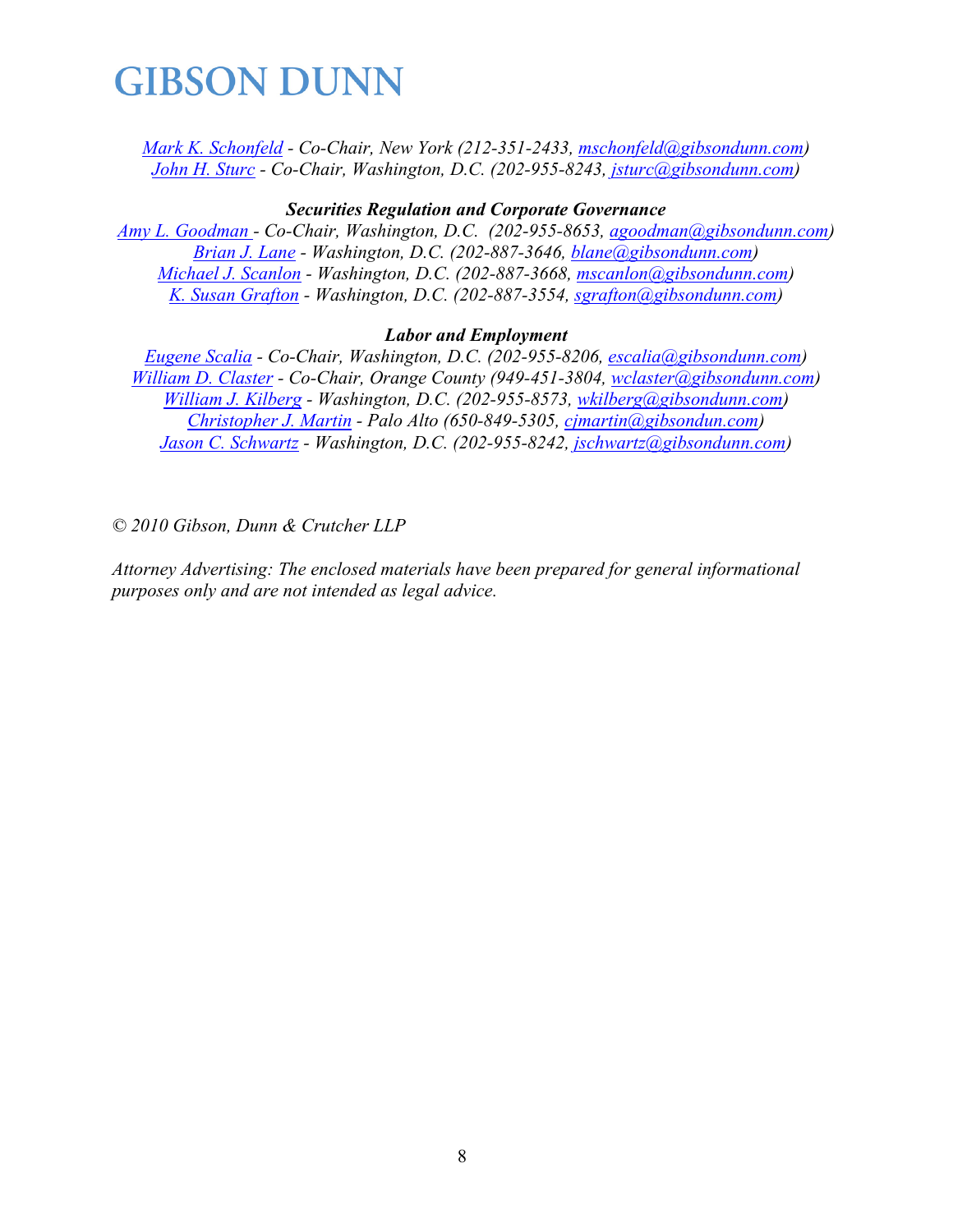# GIBSON DUNN

*[Mark K. Schonfeld](#) - Co-Chair, New York (212-351-2433, mschonfeld@gibsondunn.com)*
*[John H. Sturc](#) - Co-Chair, Washington, D.C. (202-955-8243, jsturc@gibsondunn.com)*

***Securities Regulation and Corporate Governance***

*Amy L. Goodman - Co-Chair, Washington, D.C. (202-955-8653, agoodman@gibsondunn.com)*
*Brian J. Lane - Washington, D.C. (202-887-3646, blane@gibsondunn.com)*
*Michael J. Scanlon - Washington, D.C. (202-887-3668, mscanlon@gibsondunn.com)*
*K. Susan Grafton - Washington, D.C. (202-887-3554, sgrafton@gibsondunn.com)*

***Labor and Employment***

*Eugene Scalia - Co-Chair, Washington, D.C. (202-955-8206, escalia@gibsondunn.com)*
*William D. Claster - Co-Chair, Orange County (949-451-3804, wclaster@gibsondunn.com)*
*William J. Kilberg - Washington, D.C. (202-955-8573, wkilberg@gibsondunn.com)*
*Christopher J. Martin - Palo Alto (650-849-5305, cjmartin@gibsondun.com)*
*Jason C. Schwartz - Washington, D.C. (202-955-8242, jschwartz@gibsondunn.com)*

*© 2010 Gibson, Dunn & Crutcher LLP*

*Attorney Advertising: The enclosed materials have been prepared for general informational purposes only and are not intended as legal advice.*